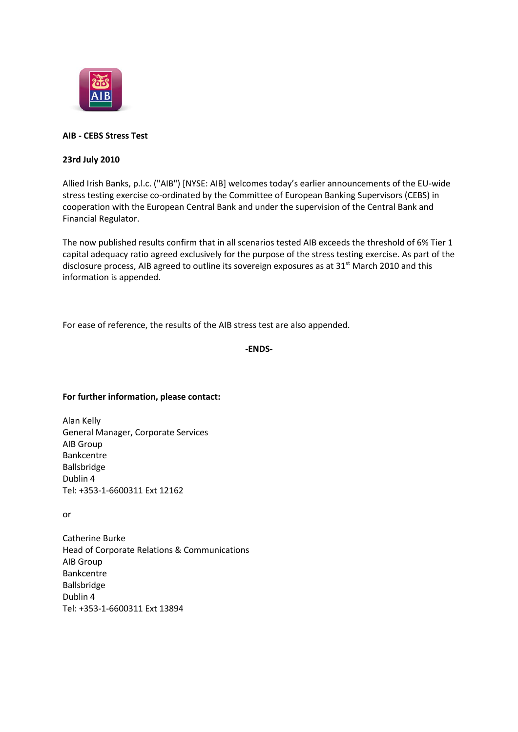**AIB - CEBS Stress Test**

**23rd July 2010**

Allied Irish Banks, p.l.c. ("AIB") [NYSE: AIB] welcomes today's earlier announcements of the EU-wide stress testing exercise co-ordinated by the Committee of European Banking Supervisors (CEBS) in cooperation with the European Central Bank and under the supervision of the Central Bank and Financial Regulator.

The now published results confirm that in all scenarios tested AIB exceeds the threshold of 6% Tier 1 capital adequacy ratio agreed exclusively for the purpose of the stress testing exercise. As part of the disclosure process, AIB agreed to outline its sovereign exposures as at 31st March 2010 and this information is appended.

For ease of reference, the results of the AIB stress test are also appended.

**-ENDS-**

**For further information, please contact:**

Alan Kelly
General Manager, Corporate Services
AIB Group
Bankcentre
Ballsbridge
Dublin 4
Tel: +353-1-6600311 Ext 12162

or

Catherine Burke
Head of Corporate Relations & Communications
AIB Group
Bankcentre
Ballsbridge
Dublin 4
Tel: +353-1-6600311 Ext 13894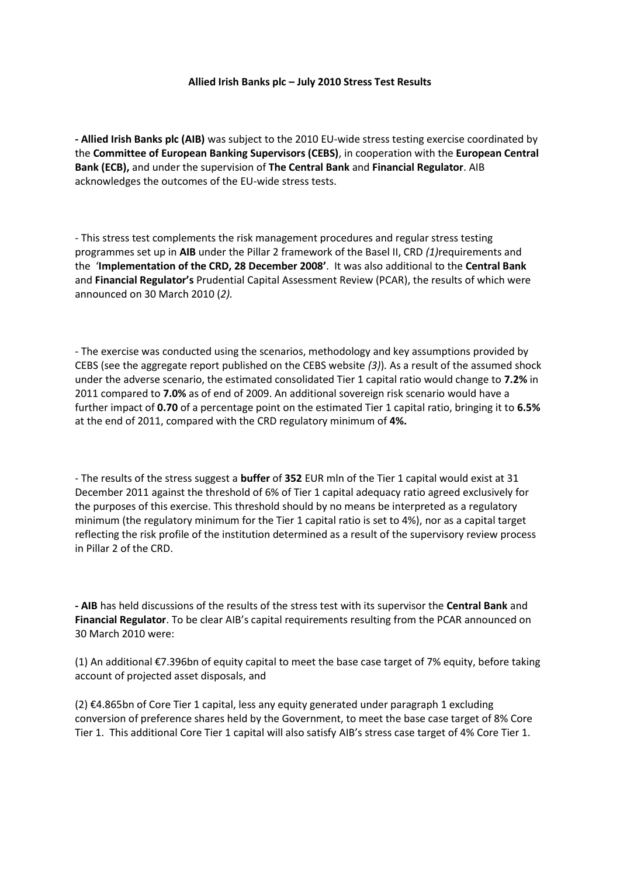**Allied Irish Banks plc – July 2010 Stress Test Results**

**- Allied Irish Banks plc (AIB)** was subject to the 2010 EU-wide stress testing exercise coordinated by the **Committee of European Banking Supervisors (CEBS)**, in cooperation with the **European Central Bank (ECB),** and under the supervision of **The Central Bank** and **Financial Regulator**. AIB acknowledges the outcomes of the EU-wide stress tests.

- This stress test complements the risk management procedures and regular stress testing programmes set up in **AIB** under the Pillar 2 framework of the Basel II, CRD *(1)*requirements and the '**Implementation of the CRD, 28 December 2008'**. It was also additional to the **Central Bank** and **Financial Regulator's** Prudential Capital Assessment Review (PCAR), the results of which were announced on 30 March 2010 (*2)*.

- The exercise was conducted using the scenarios, methodology and key assumptions provided by CEBS (see the aggregate report published on the CEBS website *(3)*). As a result of the assumed shock under the adverse scenario, the estimated consolidated Tier 1 capital ratio would change to **7.2%** in 2011 compared to **7.0%** as of end of 2009. An additional sovereign risk scenario would have a further impact of **0.70** of a percentage point on the estimated Tier 1 capital ratio, bringing it to **6.5%** at the end of 2011, compared with the CRD regulatory minimum of **4%.**

- The results of the stress suggest a **buffer** of **352** EUR mln of the Tier 1 capital would exist at 31 December 2011 against the threshold of 6% of Tier 1 capital adequacy ratio agreed exclusively for the purposes of this exercise. This threshold should by no means be interpreted as a regulatory minimum (the regulatory minimum for the Tier 1 capital ratio is set to 4%), nor as a capital target reflecting the risk profile of the institution determined as a result of the supervisory review process in Pillar 2 of the CRD.

**- AIB** has held discussions of the results of the stress test with its supervisor the **Central Bank** and **Financial Regulator**. To be clear AIB's capital requirements resulting from the PCAR announced on 30 March 2010 were:

(1) An additional €7.396bn of equity capital to meet the base case target of 7% equity, before taking account of projected asset disposals, and

(2) €4.865bn of Core Tier 1 capital, less any equity generated under paragraph 1 excluding conversion of preference shares held by the Government, to meet the base case target of 8% Core Tier 1. This additional Core Tier 1 capital will also satisfy AIB's stress case target of 4% Core Tier 1.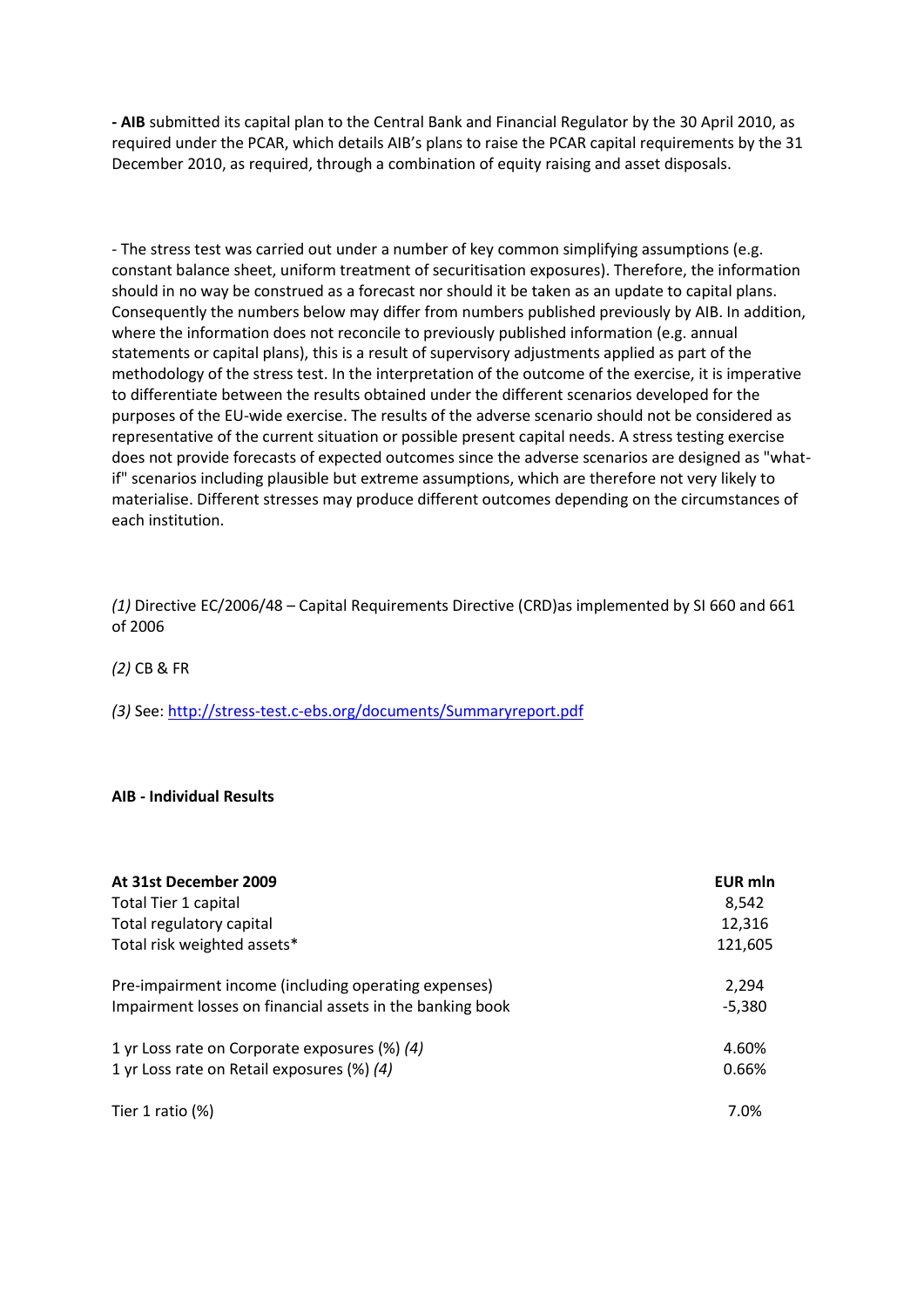**- AIB** submitted its capital plan to the Central Bank and Financial Regulator by the 30 April 2010, as required under the PCAR, which details AIB's plans to raise the PCAR capital requirements by the 31 December 2010, as required, through a combination of equity raising and asset disposals.

- The stress test was carried out under a number of key common simplifying assumptions (e.g. constant balance sheet, uniform treatment of securitisation exposures). Therefore, the information should in no way be construed as a forecast nor should it be taken as an update to capital plans. Consequently the numbers below may differ from numbers published previously by AIB. In addition, where the information does not reconcile to previously published information (e.g. annual statements or capital plans), this is a result of supervisory adjustments applied as part of the methodology of the stress test. In the interpretation of the outcome of the exercise, it is imperative to differentiate between the results obtained under the different scenarios developed for the purposes of the EU-wide exercise. The results of the adverse scenario should not be considered as representative of the current situation or possible present capital needs. A stress testing exercise does not provide forecasts of expected outcomes since the adverse scenarios are designed as "what-if" scenarios including plausible but extreme assumptions, which are therefore not very likely to materialise. Different stresses may produce different outcomes depending on the circumstances of each institution.

*(1)* Directive EC/2006/48 – Capital Requirements Directive (CRD)as implemented by SI 660 and 661 of 2006

*(2)* CB & FR

*(3)* See: http://stress-test.c-ebs.org/documents/Summaryreport.pdf

**AIB - Individual Results**

| **At 31st December 2009** | **EUR mln** |
|---|---|
| Total Tier 1 capital | 8,542 |
| Total regulatory capital | 12,316 |
| Total risk weighted assets* | 121,605 |
| | |
| Pre-impairment income (including operating expenses) | 2,294 |
| Impairment losses on financial assets in the banking book | -5,380 |
| | |
| 1 yr Loss rate on Corporate exposures (%) *(4)* | 4.60% |
| 1 yr Loss rate on Retail exposures (%) *(4)* | 0.66% |
| | |
| Tier 1 ratio (%) | 7.0% |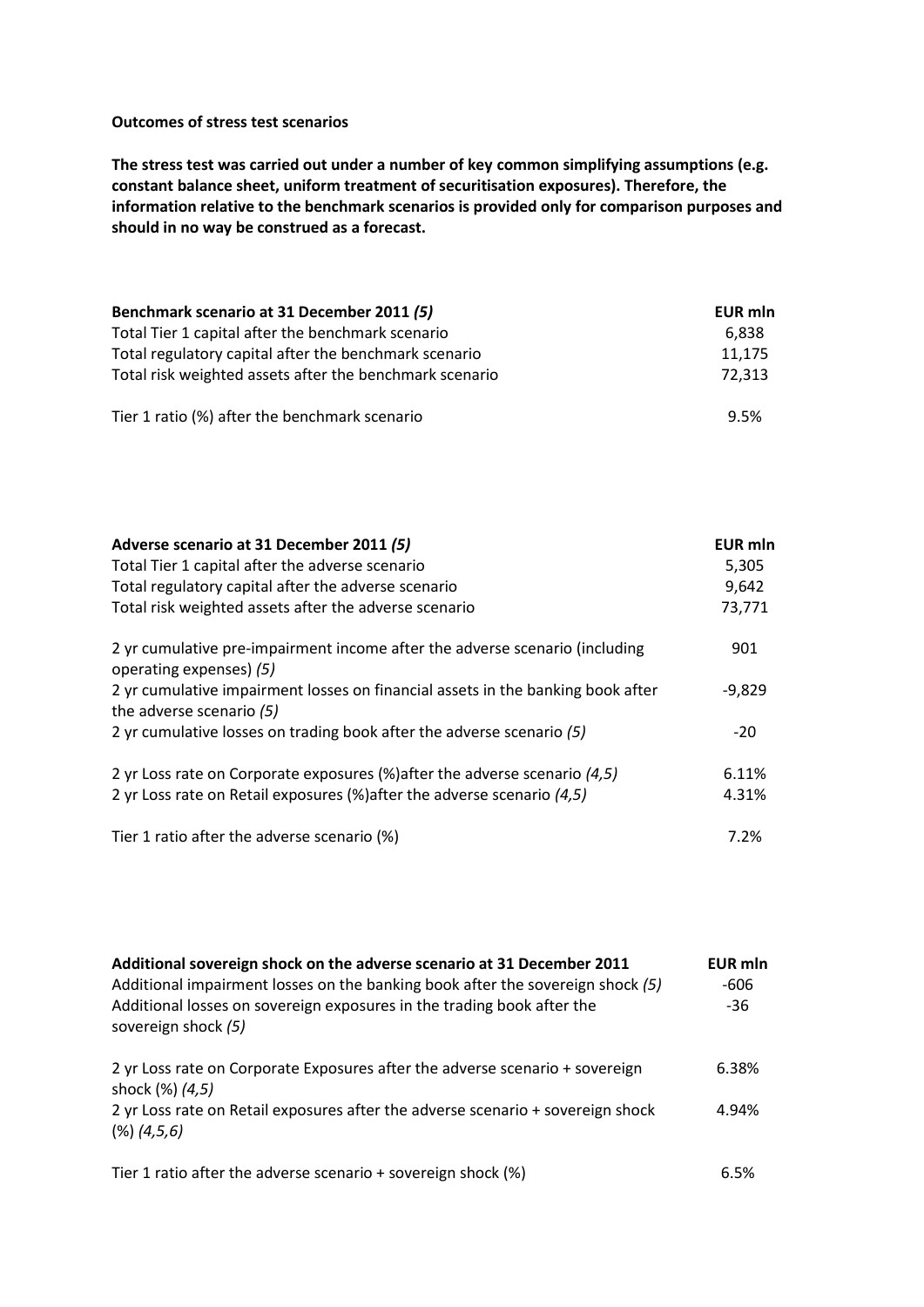**Outcomes of stress test scenarios**

**The stress test was carried out under a number of key common simplifying assumptions (e.g. constant balance sheet, uniform treatment of securitisation exposures). Therefore, the information relative to the benchmark scenarios is provided only for comparison purposes and should in no way be construed as a forecast.**

| **Benchmark scenario at 31 December 2011** ***(5)*** | **EUR mln** |
| --- | --- |
| Total Tier 1 capital after the benchmark scenario | 6,838 |
| Total regulatory capital after the benchmark scenario | 11,175 |
| Total risk weighted assets after the benchmark scenario | 72,313 |
| Tier 1 ratio (%) after the benchmark scenario | 9.5% |

| **Adverse scenario at 31 December 2011** ***(5)*** | **EUR mln** |
| --- | --- |
| Total Tier 1 capital after the adverse scenario | 5,305 |
| Total regulatory capital after the adverse scenario | 9,642 |
| Total risk weighted assets after the adverse scenario | 73,771 |
| 2 yr cumulative pre-impairment income after the adverse scenario (including operating expenses) *(5)* | 901 |
| 2 yr cumulative impairment losses on financial assets in the banking book after the adverse scenario *(5)* | -9,829 |
| 2 yr cumulative losses on trading book after the adverse scenario *(5)* | -20 |
| 2 yr Loss rate on Corporate exposures (%)after the adverse scenario *(4,5)* | 6.11% |
| 2 yr Loss rate on Retail exposures (%)after the adverse scenario *(4,5)* | 4.31% |
| Tier 1 ratio after the adverse scenario (%) | 7.2% |

| **Additional sovereign shock on the adverse scenario at 31 December 2011** | **EUR mln** |
| --- | --- |
| Additional impairment losses on the banking book after the sovereign shock *(5)* | -606 |
| Additional losses on sovereign exposures in the trading book after the sovereign shock *(5)* | -36 |
| 2 yr Loss rate on Corporate Exposures after the adverse scenario + sovereign shock (%) *(4,5)* | 6.38% |
| 2 yr Loss rate on Retail exposures after the adverse scenario + sovereign shock (%) *(4,5,6)* | 4.94% |
| Tier 1 ratio after the adverse scenario + sovereign shock (%) | 6.5% |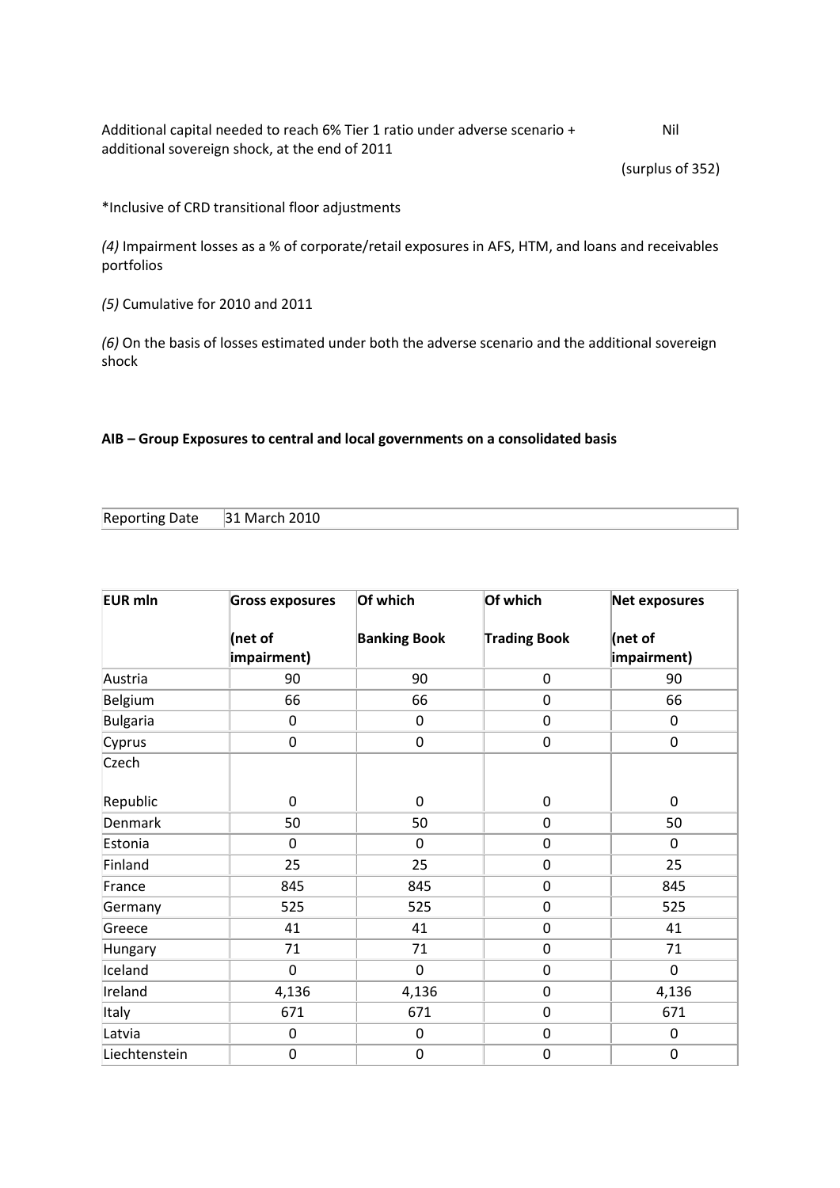| | |
|---|---|
| Additional capital needed to reach 6% Tier 1 ratio under adverse scenario + additional sovereign shock, at the end of 2011 | Nil<br>(surplus of 352) |

*Inclusive of CRD transitional floor adjustments

*(4)* Impairment losses as a % of corporate/retail exposures in AFS, HTM, and loans and receivables portfolios

*(5)* Cumulative for 2010 and 2011

*(6)* On the basis of losses estimated under both the adverse scenario and the additional sovereign shock

**AIB – Group Exposures to central and local governments on a consolidated basis**

| Reporting Date | 31 March 2010 |
|---|---|

| EUR mln | Gross exposures (net of impairment) | Of which Banking Book | Of which Trading Book | Net exposures (net of impairment) |
|---|---|---|---|---|
| Austria | 90 | 90 | 0 | 90 |
| Belgium | 66 | 66 | 0 | 66 |
| Bulgaria | 0 | 0 | 0 | 0 |
| Cyprus | 0 | 0 | 0 | 0 |
| Czech Republic | 0 | 0 | 0 | 0 |
| Denmark | 50 | 50 | 0 | 50 |
| Estonia | 0 | 0 | 0 | 0 |
| Finland | 25 | 25 | 0 | 25 |
| France | 845 | 845 | 0 | 845 |
| Germany | 525 | 525 | 0 | 525 |
| Greece | 41 | 41 | 0 | 41 |
| Hungary | 71 | 71 | 0 | 71 |
| Iceland | 0 | 0 | 0 | 0 |
| Ireland | 4,136 | 4,136 | 0 | 4,136 |
| Italy | 671 | 671 | 0 | 671 |
| Latvia | 0 | 0 | 0 | 0 |
| Liechtenstein | 0 | 0 | 0 | 0 |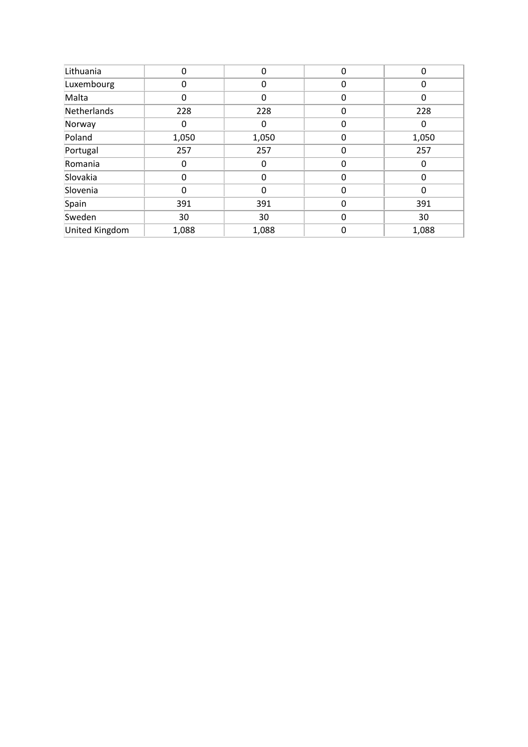| | | | | |
|---|---|---|---|---|
| Lithuania | 0 | 0 | 0 | 0 |
| Luxembourg | 0 | 0 | 0 | 0 |
| Malta | 0 | 0 | 0 | 0 |
| Netherlands | 228 | 228 | 0 | 228 |
| Norway | 0 | 0 | 0 | 0 |
| Poland | 1,050 | 1,050 | 0 | 1,050 |
| Portugal | 257 | 257 | 0 | 257 |
| Romania | 0 | 0 | 0 | 0 |
| Slovakia | 0 | 0 | 0 | 0 |
| Slovenia | 0 | 0 | 0 | 0 |
| Spain | 391 | 391 | 0 | 391 |
| Sweden | 30 | 30 | 0 | 30 |
| United Kingdom | 1,088 | 1,088 | 0 | 1,088 |